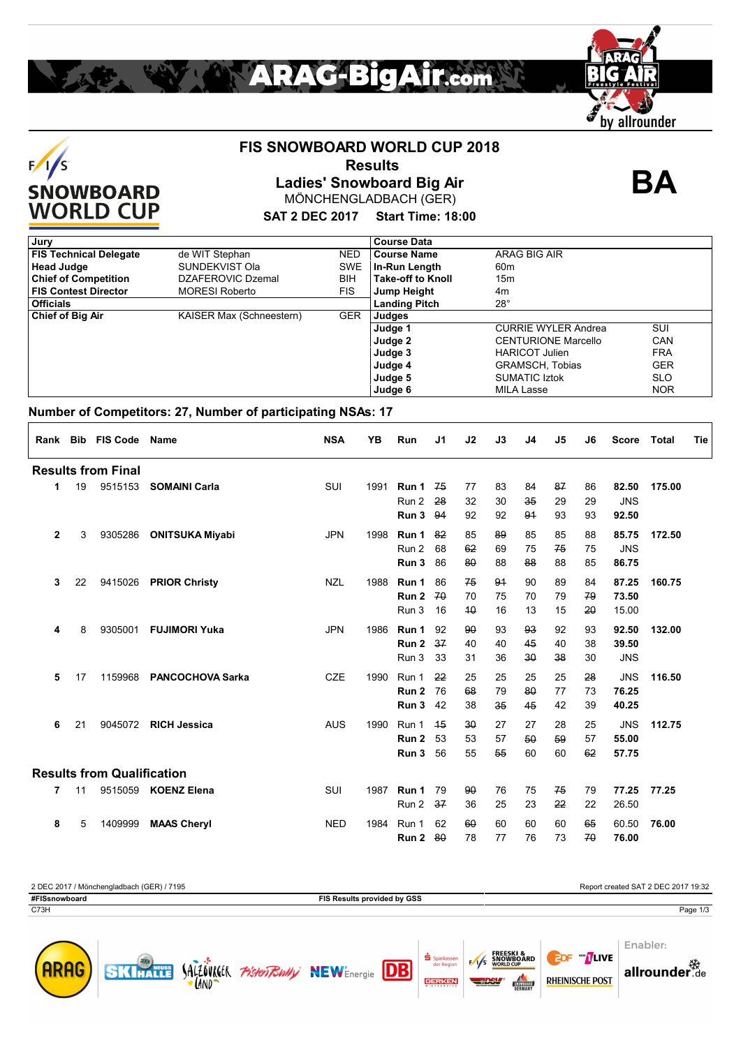# FIS SNOWBOARD WORLD CUP 2018

## Results

## Ladies' Snowboard Big Air

MÖNCHENGLADBACH (GER)

**SAT 2 DEC 2017 Start Time: 18:00**

**BA**

| Jury | | | Course Data | | |
|---|---|---|---|---|---|
| **FIS Technical Delegate** | de WIT Stephan | NED | **Course Name** | ARAG BIG AIR | |
| **Head Judge** | SUNDEKVIST Ola | SWE | **In-Run Length** | 60m | |
| **Chief of Competition** | DZAFEROVIC Dzemal | BIH | **Take-off to Knoll** | 15m | |
| **FIS Contest Director** | MORESI Roberto | FIS | **Jump Height** | 4m | |
| **Officials** | | | **Landing Pitch** | 28° | |
| **Chief of Big Air** | KAISER Max (Schneestern) | GER | **Judges** | | |
| | | | **Judge 1** | CURRIE WYLER Andrea | SUI |
| | | | **Judge 2** | CENTURIONE Marcello | CAN |
| | | | **Judge 3** | HARICOT Julien | FRA |
| | | | **Judge 4** | GRAMSCH, Tobias | GER |
| | | | **Judge 5** | SUMATIC Iztok | SLO |
| | | | **Judge 6** | MILA Lasse | NOR |

**Number of Competitors: 27, Number of participating NSAs: 17**

| Rank | Bib | FIS Code | Name | NSA | YB | Run | J1 | J2 | J3 | J4 | J5 | J6 | Score | Total | Tie |
|---|---|---|---|---|---|---|---|---|---|---|---|---|---|---|---|
| **Results from Final** | | | | | | | | | | | | | | | |
| **1** | 19 | 9515153 | **SOMAINI Carla** | SUI | 1991 | **Run 1** | ~~75~~ | 77 | 83 | 84 | ~~87~~ | 86 | **82.50** | **175.00** | |
| | | | | | | Run 2 | ~~28~~ | 32 | 30 | ~~35~~ | 29 | 29 | JNS | | |
| | | | | | | **Run 3** | ~~94~~ | 92 | 92 | ~~91~~ | 93 | 93 | **92.50** | | |
| **2** | 3 | 9305286 | **ONITSUKA Miyabi** | JPN | 1998 | **Run 1** | ~~82~~ | 85 | ~~89~~ | 85 | 85 | 88 | **85.75** | **172.50** | |
| | | | | | | Run 2 | 68 | ~~62~~ | 69 | 75 | ~~75~~ | 75 | JNS | | |
| | | | | | | **Run 3** | 86 | ~~80~~ | 88 | ~~88~~ | 88 | 85 | **86.75** | | |
| **3** | 22 | 9415026 | **PRIOR Christy** | NZL | 1988 | **Run 1** | 86 | ~~75~~ | ~~91~~ | 90 | 89 | 84 | **87.25** | **160.75** | |
| | | | | | | **Run 2** | ~~70~~ | 70 | 75 | 70 | 79 | ~~79~~ | **73.50** | | |
| | | | | | | Run 3 | 16 | ~~10~~ | 16 | 13 | 15 | ~~20~~ | 15.00 | | |
| **4** | 8 | 9305001 | **FUJIMORI Yuka** | JPN | 1986 | **Run 1** | 92 | ~~90~~ | 93 | ~~93~~ | 92 | 93 | **92.50** | **132.00** | |
| | | | | | | **Run 2** | ~~37~~ | 40 | 40 | ~~45~~ | 40 | 38 | **39.50** | | |
| | | | | | | Run 3 | 33 | 31 | 36 | ~~30~~ | ~~38~~ | 30 | JNS | | |
| **5** | 17 | 1159968 | **PANCOCHOVA Sarka** | CZE | 1990 | Run 1 | ~~22~~ | 25 | 25 | 25 | 25 | ~~28~~ | JNS | **116.50** | |
| | | | | | | **Run 2** | 76 | ~~68~~ | 79 | ~~80~~ | 77 | 73 | **76.25** | | |
| | | | | | | **Run 3** | 42 | 38 | ~~35~~ | ~~45~~ | 42 | 39 | **40.25** | | |
| **6** | 21 | 9045072 | **RICH Jessica** | AUS | 1990 | Run 1 | ~~15~~ | ~~30~~ | 27 | 27 | 28 | 25 | JNS | **112.75** | |
| | | | | | | **Run 2** | 53 | 53 | 57 | ~~50~~ | ~~59~~ | 57 | **55.00** | | |
| | | | | | | **Run 3** | 56 | 55 | ~~55~~ | 60 | 60 | ~~62~~ | **57.75** | | |
| **Results from Qualification** | | | | | | | | | | | | | | | |
| **7** | 11 | 9515059 | **KOENZ Elena** | SUI | 1987 | **Run 1** | 79 | ~~90~~ | 76 | 75 | ~~75~~ | 79 | **77.25** | **77.25** | |
| | | | | | | Run 2 | ~~37~~ | 36 | 25 | 23 | ~~22~~ | 22 | 26.50 | | |
| **8** | 5 | 1409999 | **MAAS Cheryl** | NED | 1984 | Run 1 | 62 | ~~60~~ | 60 | 60 | 60 | ~~65~~ | 60.50 | **76.00** | |
| | | | | | | **Run 2** | ~~80~~ | 78 | 77 | 76 | 73 | ~~70~~ | **76.00** | | |

2 DEC 2017 / Mönchengladbach (GER) / 7195 — Report created SAT 2 DEC 2017 19:32

#FISsnowboard — FIS Results provided by GSS

C73H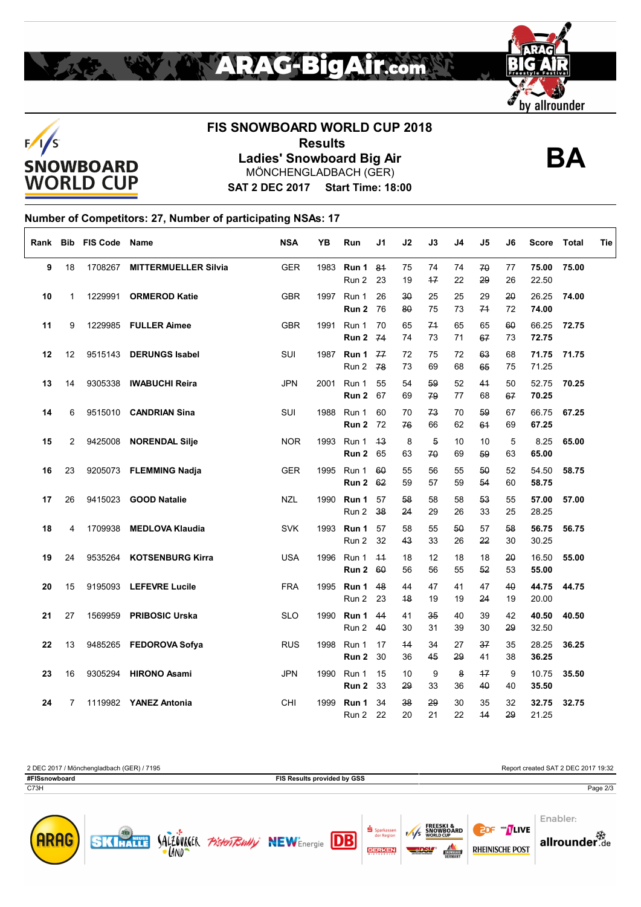# FIS SNOWBOARD WORLD CUP 2018

## Results

## Ladies' Snowboard Big Air

MÖNCHENGLADBACH (GER)

**SAT 2 DEC 2017 Start Time: 18:00**

**BA**

### Number of Competitors: 27, Number of participating NSAs: 17

| Rank | Bib | FIS Code | Name | NSA | YB | Run | J1 | J2 | J3 | J4 | J5 | J6 | Score | Total | Tie |
|---|---|---|---|---|---|---|---|---|---|---|---|---|---|---|---|
| **9** | 18 | 1708267 | **MITTERMUELLER Silvia** | GER | 1983 | **Run 1** | ~~81~~ | 75 | 74 | 74 | ~~70~~ | 77 | **75.00** | **75.00** | |
| | | | | | | Run 2 | 23 | 19 | ~~17~~ | 22 | ~~29~~ | 26 | 22.50 | | |
| **10** | 1 | 1229991 | **ORMEROD Katie** | GBR | 1997 | Run 1 | 26 | ~~30~~ | 25 | 25 | 29 | ~~20~~ | 26.25 | **74.00** | |
| | | | | | | **Run 2** | 76 | ~~80~~ | 75 | 73 | ~~71~~ | 72 | **74.00** | | |
| **11** | 9 | 1229985 | **FULLER Aimee** | GBR | 1991 | Run 1 | 70 | 65 | ~~71~~ | 65 | 65 | ~~60~~ | 66.25 | **72.75** | |
| | | | | | | **Run 2** | ~~74~~ | 74 | 73 | 71 | ~~67~~ | 73 | **72.75** | | |
| **12** | 12 | 9515143 | **DERUNGS Isabel** | SUI | 1987 | **Run 1** | ~~77~~ | 72 | 75 | 72 | ~~63~~ | 68 | **71.75** | **71.75** | |
| | | | | | | Run 2 | ~~78~~ | 73 | 69 | 68 | ~~65~~ | 75 | 71.25 | | |
| **13** | 14 | 9305338 | **IWABUCHI Reira** | JPN | 2001 | Run 1 | 55 | 54 | ~~59~~ | 52 | ~~41~~ | 50 | 52.75 | **70.25** | |
| | | | | | | **Run 2** | 67 | 69 | ~~79~~ | 77 | 68 | ~~67~~ | **70.25** | | |
| **14** | 6 | 9515010 | **CANDRIAN Sina** | SUI | 1988 | Run 1 | 60 | 70 | ~~73~~ | 70 | ~~59~~ | 67 | 66.75 | **67.25** | |
| | | | | | | **Run 2** | 72 | ~~76~~ | 66 | 62 | ~~61~~ | 69 | **67.25** | | |
| **15** | 2 | 9425008 | **NORENDAL Silje** | NOR | 1993 | Run 1 | ~~13~~ | 8 | ~~5~~ | 10 | 10 | 5 | 8.25 | **65.00** | |
| | | | | | | **Run 2** | 65 | 63 | ~~70~~ | 69 | ~~59~~ | 63 | **65.00** | | |
| **16** | 23 | 9205073 | **FLEMMING Nadja** | GER | 1995 | Run 1 | ~~60~~ | 55 | 56 | 55 | ~~50~~ | 52 | 54.50 | **58.75** | |
| | | | | | | **Run 2** | ~~62~~ | 59 | 57 | 59 | ~~54~~ | 60 | **58.75** | | |
| **17** | 26 | 9415023 | **GOOD Natalie** | NZL | 1990 | **Run 1** | 57 | ~~58~~ | 58 | 58 | ~~53~~ | 55 | **57.00** | **57.00** | |
| | | | | | | Run 2 | ~~38~~ | ~~24~~ | 29 | 26 | 33 | 25 | 28.25 | | |
| **18** | 4 | 1709938 | **MEDLOVA Klaudia** | SVK | 1993 | **Run 1** | 57 | 55 | 55 | ~~50~~ | 57 | ~~58~~ | **56.75** | **56.75** | |
| | | | | | | Run 2 | 32 | ~~43~~ | 33 | 26 | ~~22~~ | 30 | 30.25 | | |
| **19** | 24 | 9535264 | **KOTSENBURG Kirra** | USA | 1996 | Run 1 | ~~11~~ | 18 | 12 | 18 | 18 | ~~20~~ | 16.50 | **55.00** | |
| | | | | | | **Run 2** | ~~60~~ | 56 | 56 | 55 | ~~52~~ | 53 | **55.00** | | |
| **20** | 15 | 9195093 | **LEFEVRE Lucile** | FRA | 1995 | **Run 1** | ~~48~~ | 44 | 47 | 41 | 47 | ~~40~~ | **44.75** | **44.75** | |
| | | | | | | Run 2 | 23 | ~~18~~ | 19 | 19 | ~~24~~ | 19 | 20.00 | | |
| **21** | 27 | 1569959 | **PRIBOSIC Urska** | SLO | 1990 | **Run 1** | 44 | 41 | ~~35~~ | 40 | 39 | 42 | **40.50** | **40.50** | |
| | | | | | | Run 2 | ~~40~~ | 30 | 31 | 39 | 30 | ~~29~~ | 32.50 | | |
| **22** | 13 | 9485265 | **FEDOROVA Sofya** | RUS | 1998 | Run 1 | 17 | ~~14~~ | 34 | 27 | ~~37~~ | 35 | 28.25 | **36.25** | |
| | | | | | | **Run 2** | 30 | 36 | ~~45~~ | ~~29~~ | 41 | 38 | **36.25** | | |
| **23** | 16 | 9305294 | **HIRONO Asami** | JPN | 1990 | Run 1 | 15 | 10 | 9 | ~~8~~ | ~~17~~ | 9 | 10.75 | **35.50** | |
| | | | | | | **Run 2** | 33 | ~~29~~ | 33 | 36 | ~~40~~ | 40 | **35.50** | | |
| **24** | 7 | 1119982 | **YANEZ Antonia** | CHI | 1999 | **Run 1** | 34 | ~~38~~ | ~~29~~ | 30 | 35 | 32 | **32.75** | **32.75** | |
| | | | | | | Run 2 | 22 | 20 | 21 | 22 | ~~14~~ | ~~29~~ | 21.25 | | |

2 DEC 2017 / Mönchengladbach (GER) / 7195 — Report created SAT 2 DEC 2017 19:32

#FISsnowboard — FIS Results provided by GSS

C73H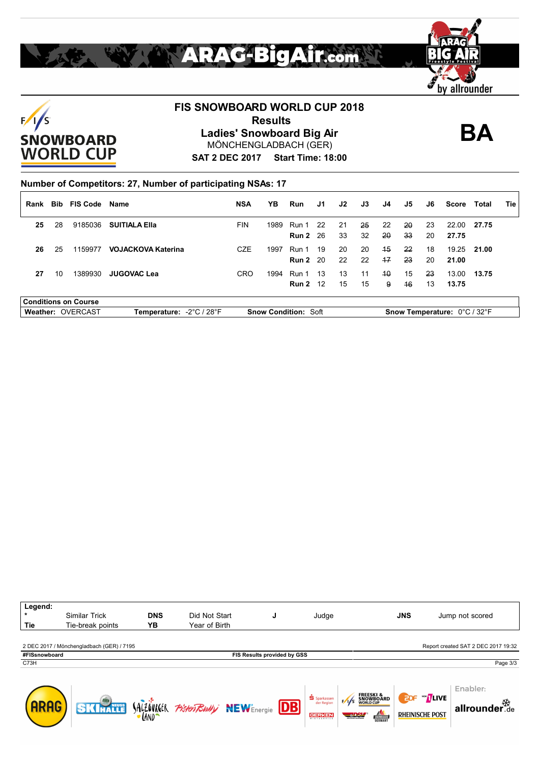# FIS SNOWBOARD WORLD CUP 2018

## Results

## Ladies' Snowboard Big Air

MÖNCHENGLADBACH (GER)

**SAT 2 DEC 2017 Start Time: 18:00**

**BA**

**Number of Competitors: 27, Number of participating NSAs: 17**

| Rank | Bib | FIS Code | Name | NSA | YB | Run | J1 | J2 | J3 | J4 | J5 | J6 | Score | Total | Tie |
|---|---|---|---|---|---|---|---|---|---|---|---|---|---|---|---|
| **25** | 28 | 9185036 | **SUITIALA Ella** | FIN | 1989 | Run 1 | 22 | 21 | ~~25~~ | 22 | ~~20~~ | 23 | 22.00 | **27.75** | |
| | | | | | | **Run 2** | 26 | 33 | 32 | ~~20~~ | ~~33~~ | 20 | **27.75** | | |
| **26** | 25 | 1159977 | **VOJACKOVA Katerina** | CZE | 1997 | Run 1 | 19 | 20 | 20 | ~~15~~ | ~~22~~ | 18 | 19.25 | **21.00** | |
| | | | | | | **Run 2** | 20 | 22 | 22 | ~~17~~ | ~~23~~ | 20 | **21.00** | | |
| **27** | 10 | 1389930 | **JUGOVAC Lea** | CRO | 1994 | Run 1 | 13 | 13 | 11 | ~~10~~ | 15 | ~~23~~ | 13.00 | **13.75** | |
| | | | | | | **Run 2** | 12 | 15 | 15 | ~~9~~ | ~~16~~ | 13 | **13.75** | | |

**Conditions on Course**

**Weather:** OVERCAST **Temperature:** -2°C / 28°F **Snow Condition:** Soft **Snow Temperature:** 0°C / 32°F

**Legend:**

| | | | | | | | |
|---|---|---|---|---|---|---|---|
| * | Similar Trick | **DNS** | Did Not Start | **J** | Judge | **JNS** | Jump not scored |
| **Tie** | Tie-break points | **YB** | Year of Birth | | | | |

2 DEC 2017 / Mönchengladbach (GER) / 7195

Report created SAT 2 DEC 2017 19:32

**#FISsnowboard** **FIS Results provided by GSS**

C73H